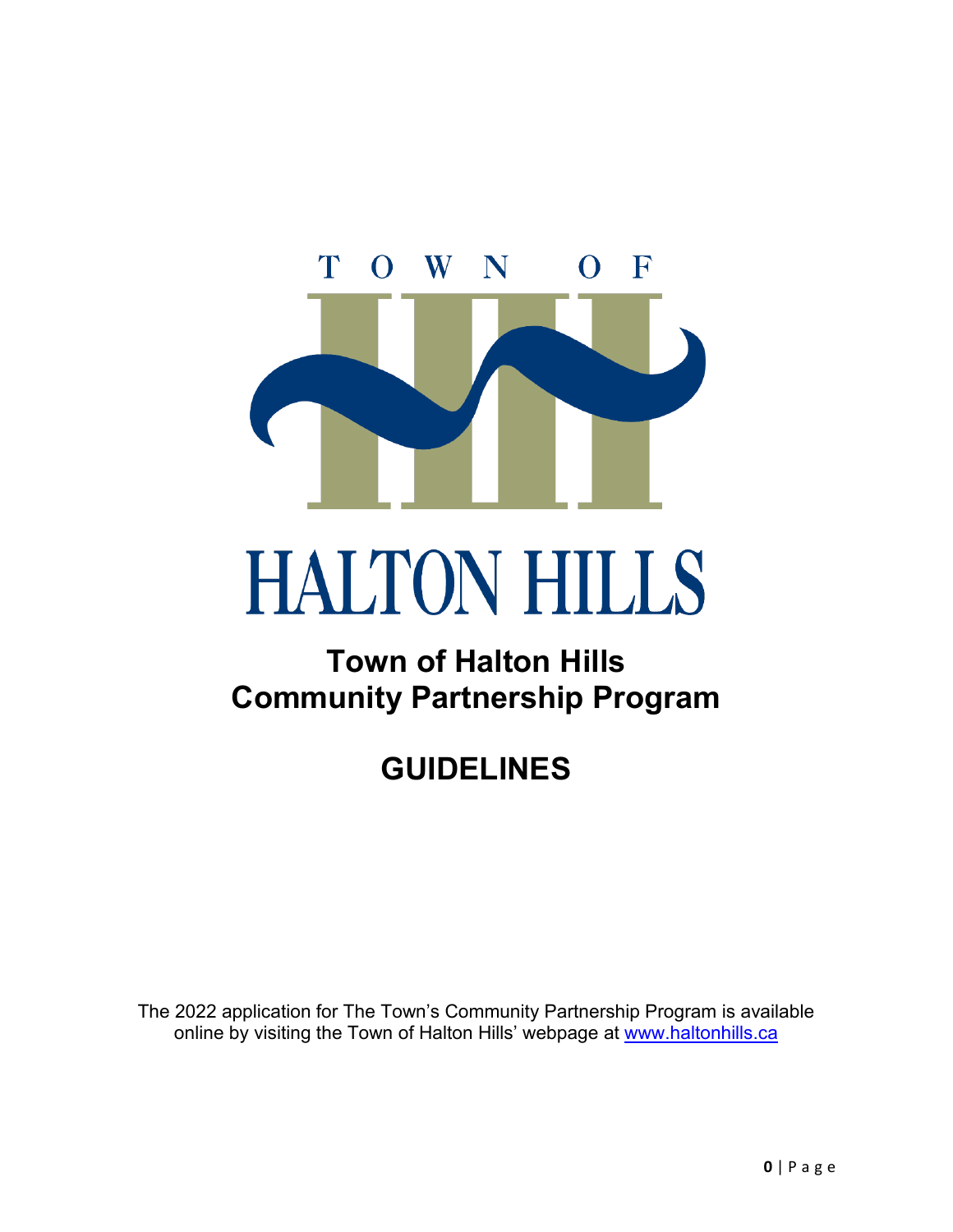# Town of Halton Hills Community Partnership Program

# GUIDELINES

The 2022 application for The Town's Community Partnership Program is available online by visiting the Town of Halton Hills' webpage at www.haltonhills.ca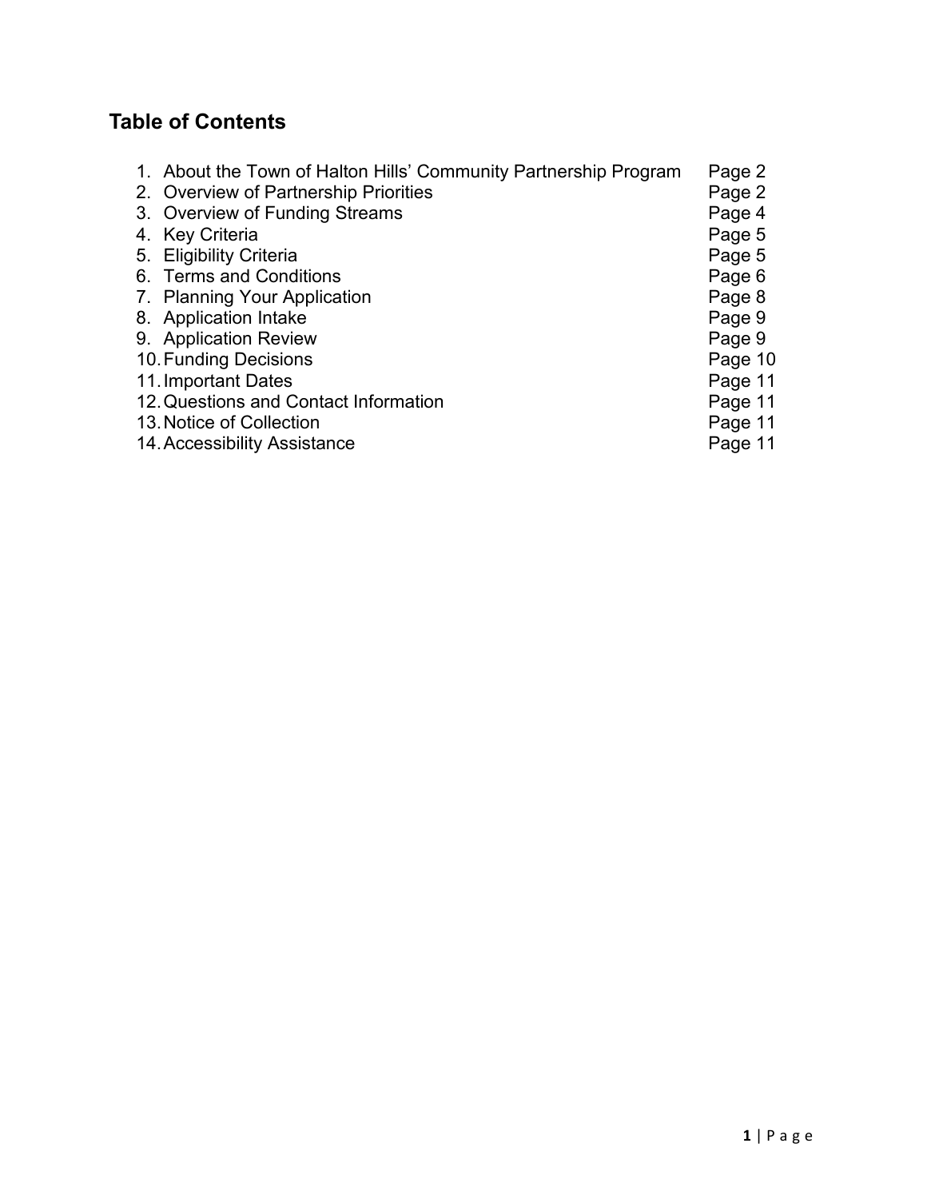## Table of Contents

1. About the Town of Halton Hills' Community Partnership Program — Page 2
2. Overview of Partnership Priorities — Page 2
3. Overview of Funding Streams — Page 4
4. Key Criteria — Page 5
5. Eligibility Criteria — Page 5
6. Terms and Conditions — Page 6
7. Planning Your Application — Page 8
8. Application Intake — Page 9
9. Application Review — Page 9
10. Funding Decisions — Page 10
11. Important Dates — Page 11
12. Questions and Contact Information — Page 11
13. Notice of Collection — Page 11
14. Accessibility Assistance — Page 11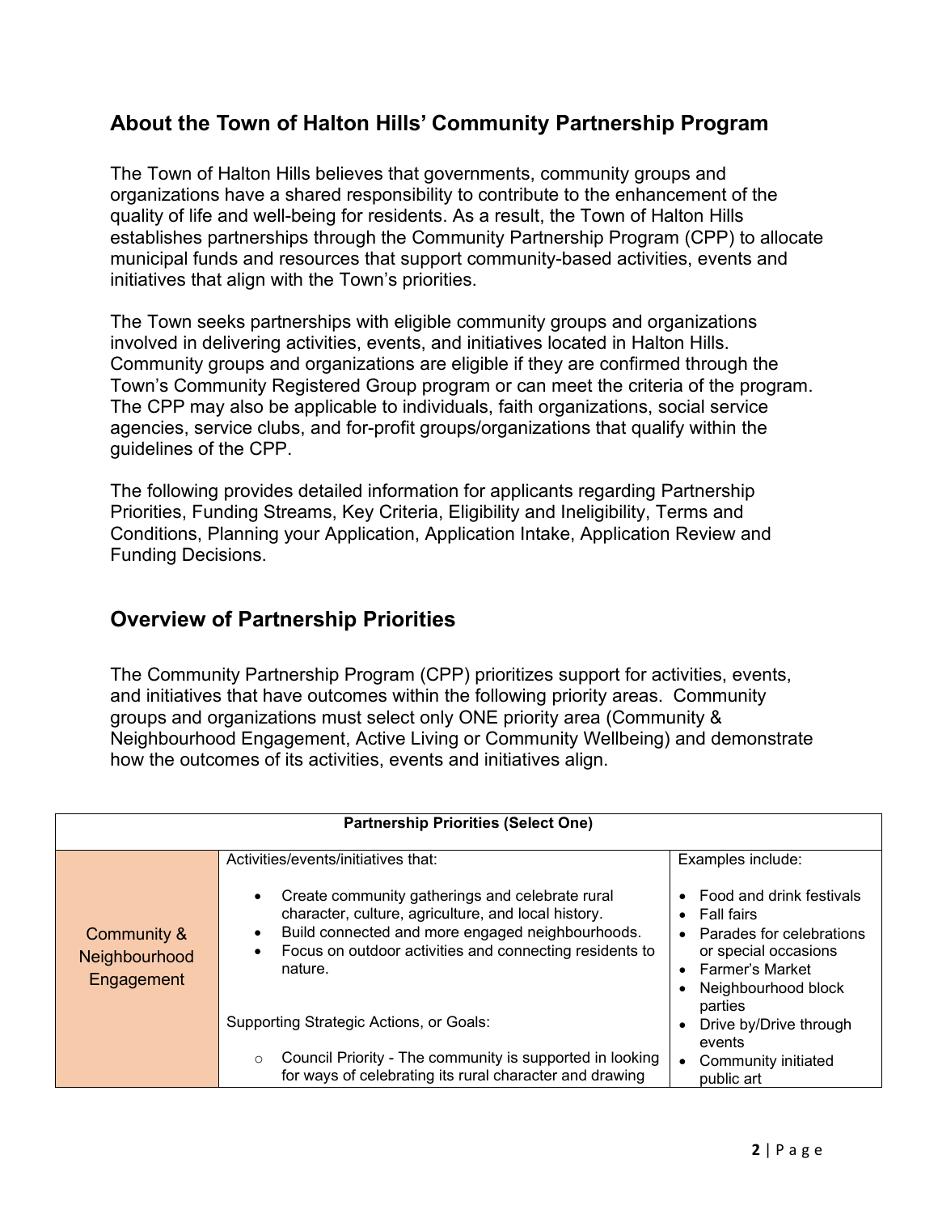## About the Town of Halton Hills' Community Partnership Program

The Town of Halton Hills believes that governments, community groups and organizations have a shared responsibility to contribute to the enhancement of the quality of life and well-being for residents. As a result, the Town of Halton Hills establishes partnerships through the Community Partnership Program (CPP) to allocate municipal funds and resources that support community-based activities, events and initiatives that align with the Town's priorities.

The Town seeks partnerships with eligible community groups and organizations involved in delivering activities, events, and initiatives located in Halton Hills. Community groups and organizations are eligible if they are confirmed through the Town's Community Registered Group program or can meet the criteria of the program. The CPP may also be applicable to individuals, faith organizations, social service agencies, service clubs, and for-profit groups/organizations that qualify within the guidelines of the CPP.

The following provides detailed information for applicants regarding Partnership Priorities, Funding Streams, Key Criteria, Eligibility and Ineligibility, Terms and Conditions, Planning your Application, Application Intake, Application Review and Funding Decisions.

## Overview of Partnership Priorities

The Community Partnership Program (CPP) prioritizes support for activities, events, and initiatives that have outcomes within the following priority areas. Community groups and organizations must select only ONE priority area (Community & Neighbourhood Engagement, Active Living or Community Wellbeing) and demonstrate how the outcomes of its activities, events and initiatives align.

| Partnership Priorities (Select One) | | |
|---|---|---|
| Community & Neighbourhood Engagement | Activities/events/initiatives that:<br><br>• Create community gatherings and celebrate rural character, culture, agriculture, and local history.<br>• Build connected and more engaged neighbourhoods.<br>• Focus on outdoor activities and connecting residents to nature.<br><br>Supporting Strategic Actions, or Goals:<br><br>○ Council Priority - The community is supported in looking for ways of celebrating its rural character and drawing | Examples include:<br><br>• Food and drink festivals<br>• Fall fairs<br>• Parades for celebrations or special occasions<br>• Farmer's Market<br>• Neighbourhood block parties<br>• Drive by/Drive through events<br>• Community initiated public art |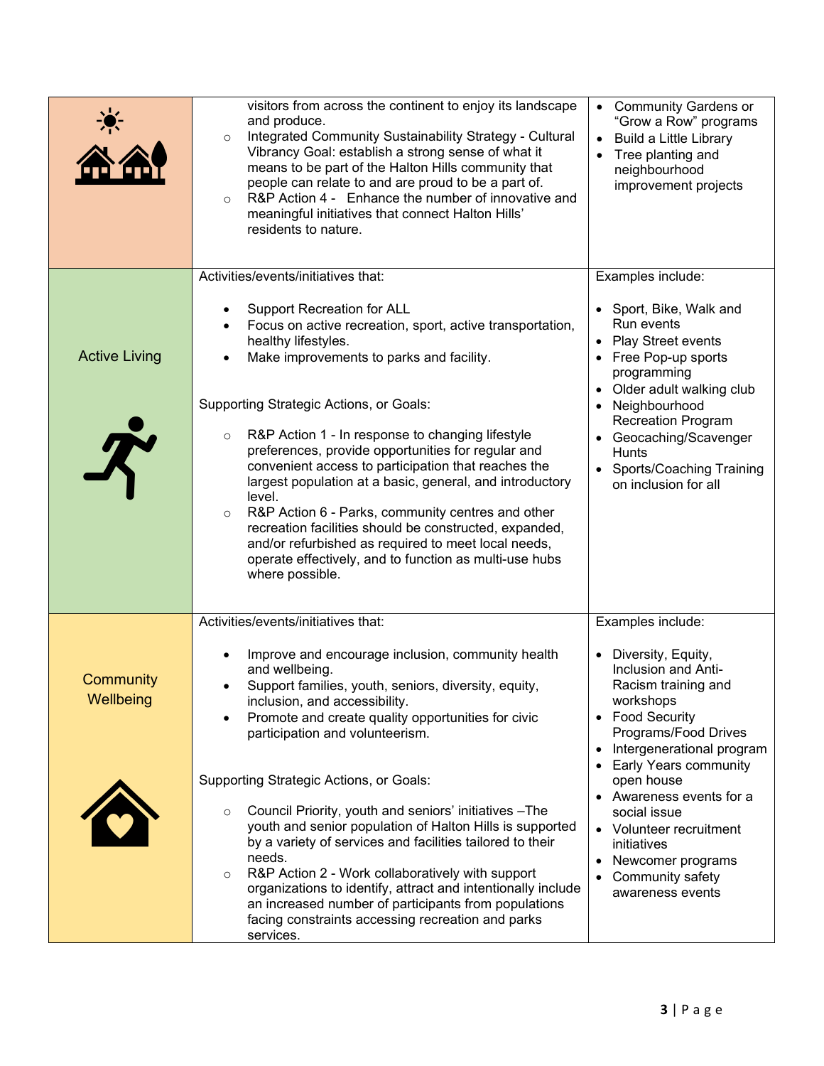| | | |
|---|---|---|
| | visitors from across the continent to enjoy its landscape and produce.<br>◦ Integrated Community Sustainability Strategy - Cultural Vibrancy Goal: establish a strong sense of what it means to be part of the Halton Hills community that people can relate to and are proud to be a part of.<br>◦ R&P Action 4 - Enhance the number of innovative and meaningful initiatives that connect Halton Hills' residents to nature. | • Community Gardens or "Grow a Row" programs<br>• Build a Little Library<br>• Tree planting and neighbourhood improvement projects |
| Active Living | Activities/events/initiatives that:<br><br>• Support Recreation for ALL<br>• Focus on active recreation, sport, active transportation, healthy lifestyles.<br>• Make improvements to parks and facility.<br><br>Supporting Strategic Actions, or Goals:<br><br>◦ R&P Action 1 - In response to changing lifestyle preferences, provide opportunities for regular and convenient access to participation that reaches the largest population at a basic, general, and introductory level.<br>◦ R&P Action 6 - Parks, community centres and other recreation facilities should be constructed, expanded, and/or refurbished as required to meet local needs, operate effectively, and to function as multi-use hubs where possible. | Examples include:<br><br>• Sport, Bike, Walk and Run events<br>• Play Street events<br>• Free Pop-up sports programming<br>• Older adult walking club<br>• Neighbourhood Recreation Program<br>• Geocaching/Scavenger Hunts<br>• Sports/Coaching Training on inclusion for all |
| Community Wellbeing | Activities/events/initiatives that:<br><br>• Improve and encourage inclusion, community health and wellbeing.<br>• Support families, youth, seniors, diversity, equity, inclusion, and accessibility.<br>• Promote and create quality opportunities for civic participation and volunteerism.<br><br>Supporting Strategic Actions, or Goals:<br><br>◦ Council Priority, youth and seniors' initiatives –The youth and senior population of Halton Hills is supported by a variety of services and facilities tailored to their needs.<br>◦ R&P Action 2 - Work collaboratively with support organizations to identify, attract and intentionally include an increased number of participants from populations facing constraints accessing recreation and parks services. | Examples include:<br><br>• Diversity, Equity, Inclusion and Anti-Racism training and workshops<br>• Food Security Programs/Food Drives<br>• Intergenerational program<br>• Early Years community open house<br>• Awareness events for a social issue<br>• Volunteer recruitment initiatives<br>• Newcomer programs<br>• Community safety awareness events |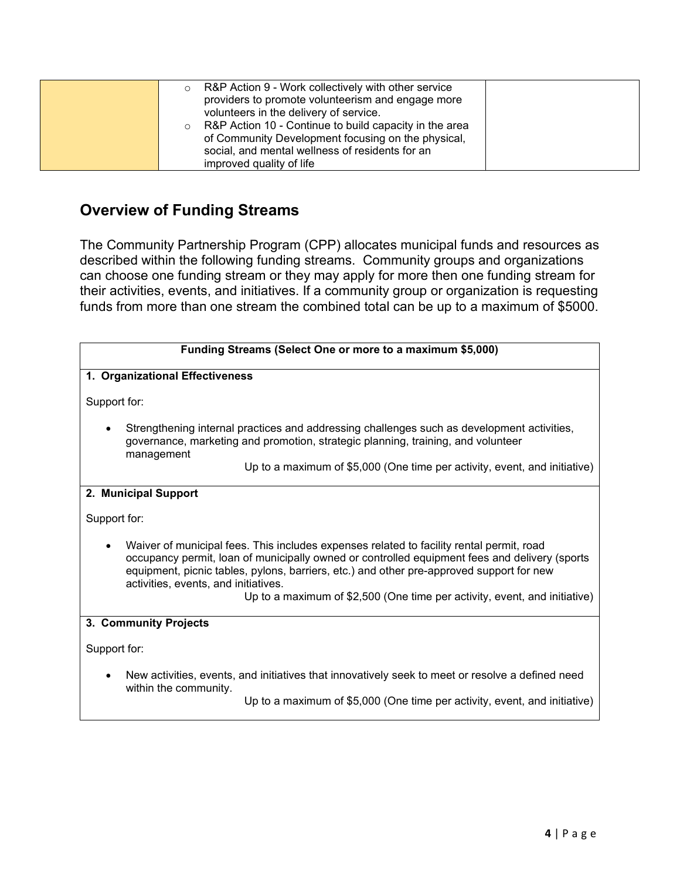|  |  |  |
|---|---|---|
|  | ○ R&P Action 9 - Work collectively with other service providers to promote volunteerism and engage more volunteers in the delivery of service.<br>○ R&P Action 10 - Continue to build capacity in the area of Community Development focusing on the physical, social, and mental wellness of residents for an improved quality of life |  |

## Overview of Funding Streams

The Community Partnership Program (CPP) allocates municipal funds and resources as described within the following funding streams. Community groups and organizations can choose one funding stream or they may apply for more then one funding stream for their activities, events, and initiatives. If a community group or organization is requesting funds from more than one stream the combined total can be up to a maximum of $5000.

| Funding Streams (Select One or more to a maximum $5,000) |
|---|
| **1. Organizational Effectiveness**<br><br>Support for:<br><br>• Strengthening internal practices and addressing challenges such as development activities, governance, marketing and promotion, strategic planning, training, and volunteer management<br><br>Up to a maximum of $5,000 (One time per activity, event, and initiative) |
| **2. Municipal Support**<br><br>Support for:<br><br>• Waiver of municipal fees. This includes expenses related to facility rental permit, road occupancy permit, loan of municipally owned or controlled equipment fees and delivery (sports equipment, picnic tables, pylons, barriers, etc.) and other pre-approved support for new activities, events, and initiatives.<br><br>Up to a maximum of $2,500 (One time per activity, event, and initiative) |
| **3. Community Projects**<br><br>Support for:<br><br>• New activities, events, and initiatives that innovatively seek to meet or resolve a defined need within the community.<br><br>Up to a maximum of $5,000 (One time per activity, event, and initiative) |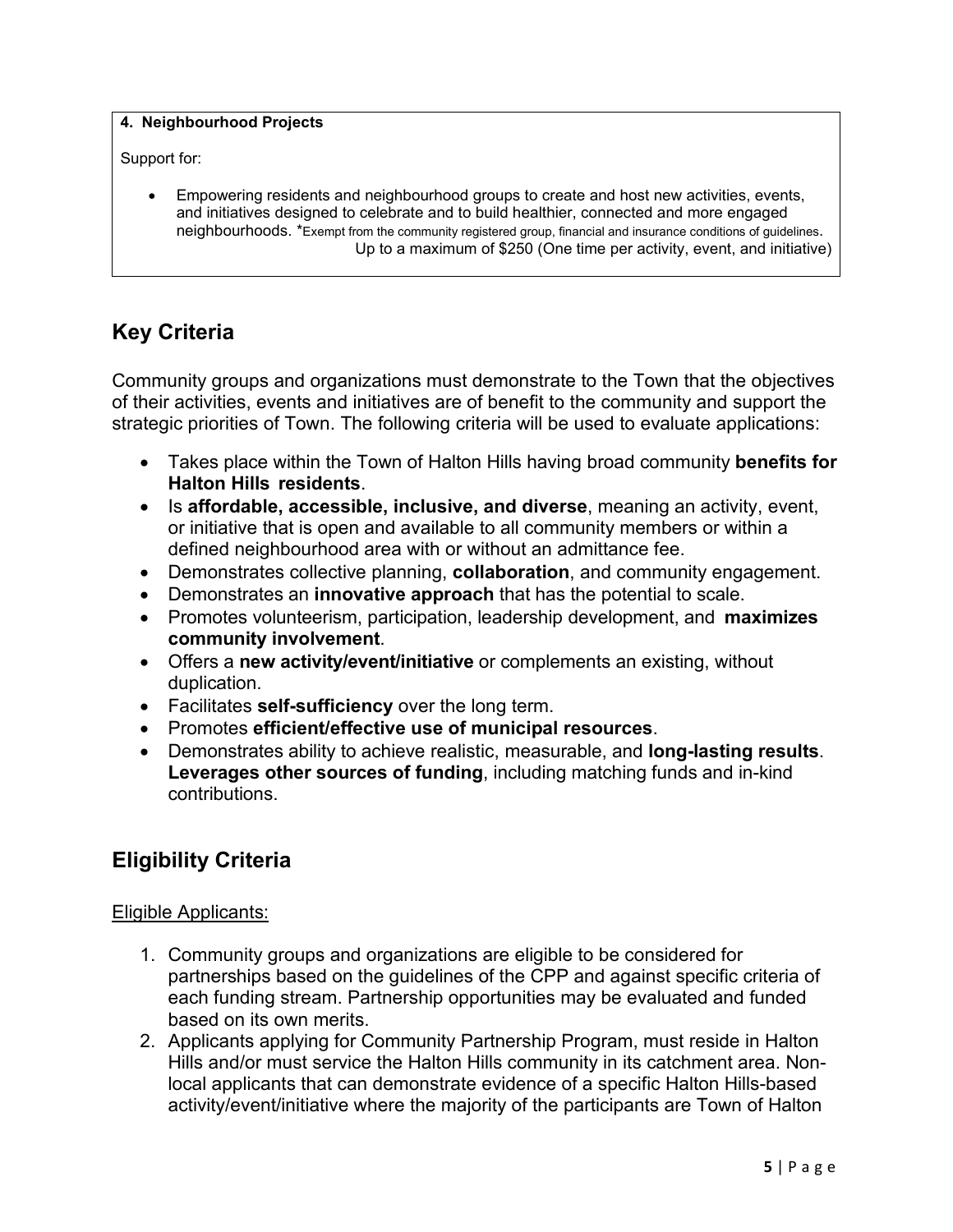**4. Neighbourhood Projects**

Support for:

- Empowering residents and neighbourhood groups to create and host new activities, events, and initiatives designed to celebrate and to build healthier, connected and more engaged neighbourhoods. *Exempt from the community registered group, financial and insurance conditions of guidelines.
  Up to a maximum of $250 (One time per activity, event, and initiative)

## Key Criteria

Community groups and organizations must demonstrate to the Town that the objectives of their activities, events and initiatives are of benefit to the community and support the strategic priorities of Town. The following criteria will be used to evaluate applications:

- Takes place within the Town of Halton Hills having broad community **benefits for Halton Hills residents**.
- Is **affordable, accessible, inclusive, and diverse**, meaning an activity, event, or initiative that is open and available to all community members or within a defined neighbourhood area with or without an admittance fee.
- Demonstrates collective planning, **collaboration**, and community engagement.
- Demonstrates an **innovative approach** that has the potential to scale.
- Promotes volunteerism, participation, leadership development, and **maximizes community involvement**.
- Offers a **new activity/event/initiative** or complements an existing, without duplication.
- Facilitates **self-sufficiency** over the long term.
- Promotes **efficient/effective use of municipal resources**.
- Demonstrates ability to achieve realistic, measurable, and **long-lasting results**. **Leverages other sources of funding**, including matching funds and in-kind contributions.

## Eligibility Criteria

Eligible Applicants:

1. Community groups and organizations are eligible to be considered for partnerships based on the guidelines of the CPP and against specific criteria of each funding stream. Partnership opportunities may be evaluated and funded based on its own merits.
2. Applicants applying for Community Partnership Program, must reside in Halton Hills and/or must service the Halton Hills community in its catchment area. Non-local applicants that can demonstrate evidence of a specific Halton Hills-based activity/event/initiative where the majority of the participants are Town of Halton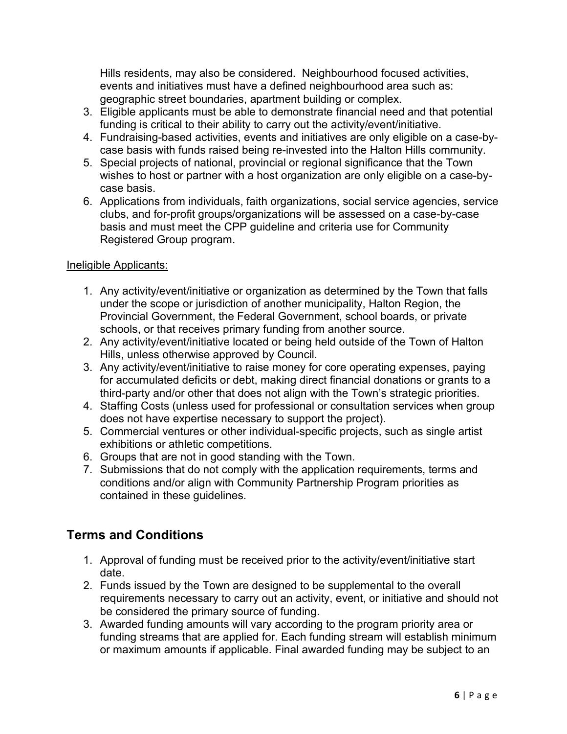Hills residents, may also be considered. Neighbourhood focused activities, events and initiatives must have a defined neighbourhood area such as: geographic street boundaries, apartment building or complex.

3. Eligible applicants must be able to demonstrate financial need and that potential funding is critical to their ability to carry out the activity/event/initiative.
4. Fundraising-based activities, events and initiatives are only eligible on a case-by-case basis with funds raised being re-invested into the Halton Hills community.
5. Special projects of national, provincial or regional significance that the Town wishes to host or partner with a host organization are only eligible on a case-by-case basis.
6. Applications from individuals, faith organizations, social service agencies, service clubs, and for-profit groups/organizations will be assessed on a case-by-case basis and must meet the CPP guideline and criteria use for Community Registered Group program.

Ineligible Applicants:

1. Any activity/event/initiative or organization as determined by the Town that falls under the scope or jurisdiction of another municipality, Halton Region, the Provincial Government, the Federal Government, school boards, or private schools, or that receives primary funding from another source.
2. Any activity/event/initiative located or being held outside of the Town of Halton Hills, unless otherwise approved by Council.
3. Any activity/event/initiative to raise money for core operating expenses, paying for accumulated deficits or debt, making direct financial donations or grants to a third-party and/or other that does not align with the Town's strategic priorities.
4. Staffing Costs (unless used for professional or consultation services when group does not have expertise necessary to support the project).
5. Commercial ventures or other individual-specific projects, such as single artist exhibitions or athletic competitions.
6. Groups that are not in good standing with the Town.
7. Submissions that do not comply with the application requirements, terms and conditions and/or align with Community Partnership Program priorities as contained in these guidelines.

## Terms and Conditions

1. Approval of funding must be received prior to the activity/event/initiative start date.
2. Funds issued by the Town are designed to be supplemental to the overall requirements necessary to carry out an activity, event, or initiative and should not be considered the primary source of funding.
3. Awarded funding amounts will vary according to the program priority area or funding streams that are applied for. Each funding stream will establish minimum or maximum amounts if applicable. Final awarded funding may be subject to an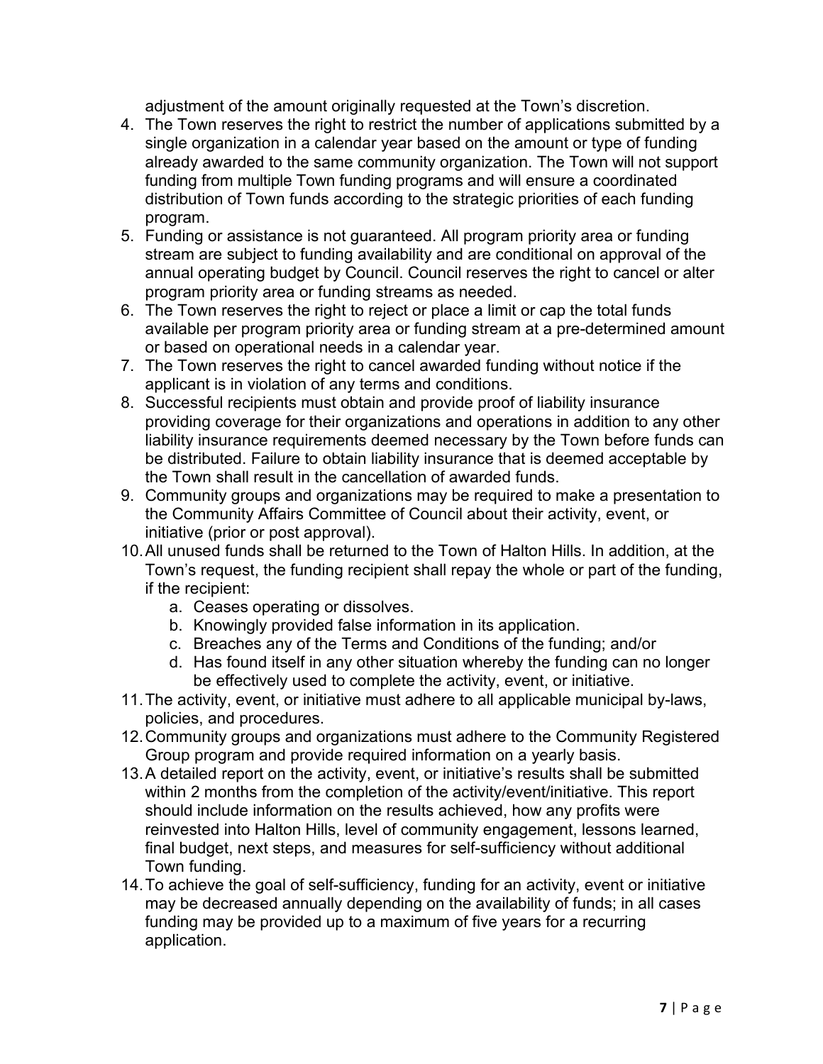adjustment of the amount originally requested at the Town's discretion.

4. The Town reserves the right to restrict the number of applications submitted by a single organization in a calendar year based on the amount or type of funding already awarded to the same community organization. The Town will not support funding from multiple Town funding programs and will ensure a coordinated distribution of Town funds according to the strategic priorities of each funding program.
5. Funding or assistance is not guaranteed. All program priority area or funding stream are subject to funding availability and are conditional on approval of the annual operating budget by Council. Council reserves the right to cancel or alter program priority area or funding streams as needed.
6. The Town reserves the right to reject or place a limit or cap the total funds available per program priority area or funding stream at a pre-determined amount or based on operational needs in a calendar year.
7. The Town reserves the right to cancel awarded funding without notice if the applicant is in violation of any terms and conditions.
8. Successful recipients must obtain and provide proof of liability insurance providing coverage for their organizations and operations in addition to any other liability insurance requirements deemed necessary by the Town before funds can be distributed. Failure to obtain liability insurance that is deemed acceptable by the Town shall result in the cancellation of awarded funds.
9. Community groups and organizations may be required to make a presentation to the Community Affairs Committee of Council about their activity, event, or initiative (prior or post approval).
10. All unused funds shall be returned to the Town of Halton Hills. In addition, at the Town's request, the funding recipient shall repay the whole or part of the funding, if the recipient:
    a. Ceases operating or dissolves.
    b. Knowingly provided false information in its application.
    c. Breaches any of the Terms and Conditions of the funding; and/or
    d. Has found itself in any other situation whereby the funding can no longer be effectively used to complete the activity, event, or initiative.
11. The activity, event, or initiative must adhere to all applicable municipal by-laws, policies, and procedures.
12. Community groups and organizations must adhere to the Community Registered Group program and provide required information on a yearly basis.
13. A detailed report on the activity, event, or initiative's results shall be submitted within 2 months from the completion of the activity/event/initiative. This report should include information on the results achieved, how any profits were reinvested into Halton Hills, level of community engagement, lessons learned, final budget, next steps, and measures for self-sufficiency without additional Town funding.
14. To achieve the goal of self-sufficiency, funding for an activity, event or initiative may be decreased annually depending on the availability of funds; in all cases funding may be provided up to a maximum of five years for a recurring application.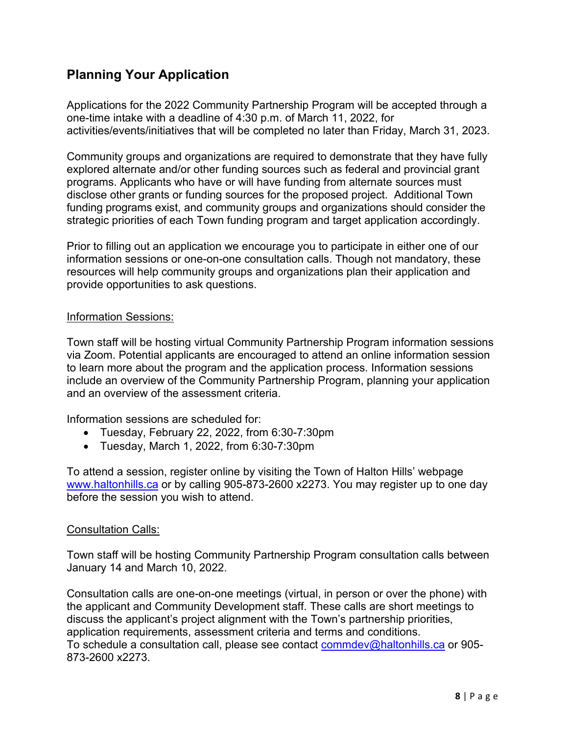## Planning Your Application

Applications for the 2022 Community Partnership Program will be accepted through a one-time intake with a deadline of 4:30 p.m. of March 11, 2022, for activities/events/initiatives that will be completed no later than Friday, March 31, 2023.

Community groups and organizations are required to demonstrate that they have fully explored alternate and/or other funding sources such as federal and provincial grant programs. Applicants who have or will have funding from alternate sources must disclose other grants or funding sources for the proposed project. Additional Town funding programs exist, and community groups and organizations should consider the strategic priorities of each Town funding program and target application accordingly.

Prior to filling out an application we encourage you to participate in either one of our information sessions or one-on-one consultation calls. Though not mandatory, these resources will help community groups and organizations plan their application and provide opportunities to ask questions.

<u>Information Sessions:</u>

Town staff will be hosting virtual Community Partnership Program information sessions via Zoom. Potential applicants are encouraged to attend an online information session to learn more about the program and the application process. Information sessions include an overview of the Community Partnership Program, planning your application and an overview of the assessment criteria.

Information sessions are scheduled for:

- Tuesday, February 22, 2022, from 6:30-7:30pm
- Tuesday, March 1, 2022, from 6:30-7:30pm

To attend a session, register online by visiting the Town of Halton Hills' webpage [www.haltonhills.ca](http://www.haltonhills.ca) or by calling 905-873-2600 x2273. You may register up to one day before the session you wish to attend.

<u>Consultation Calls:</u>

Town staff will be hosting Community Partnership Program consultation calls between January 14 and March 10, 2022.

Consultation calls are one-on-one meetings (virtual, in person or over the phone) with the applicant and Community Development staff. These calls are short meetings to discuss the applicant's project alignment with the Town's partnership priorities, application requirements, assessment criteria and terms and conditions.
To schedule a consultation call, please see contact [commdev@haltonhills.ca](mailto:commdev@haltonhills.ca) or 905-873-2600 x2273.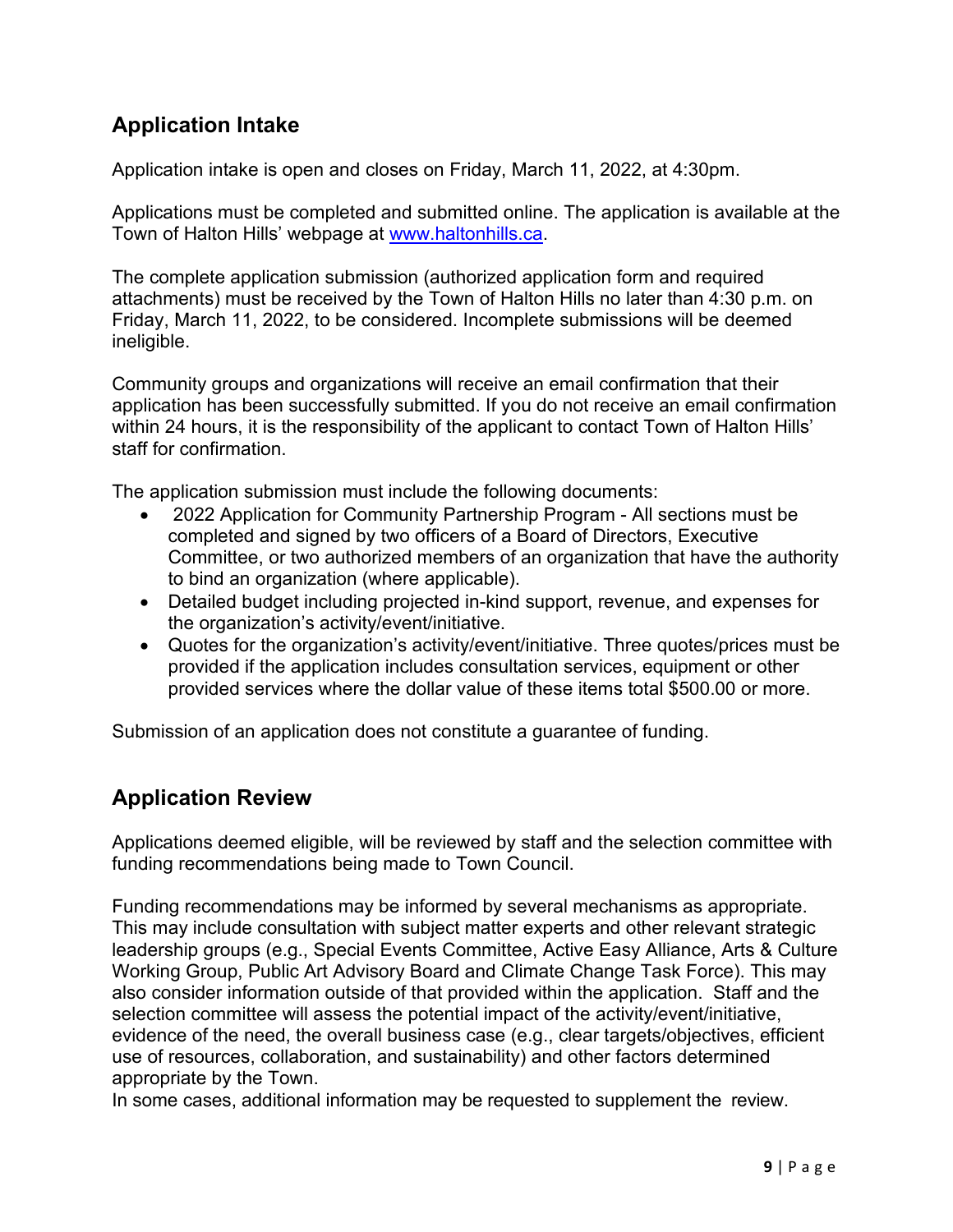## Application Intake

Application intake is open and closes on Friday, March 11, 2022, at 4:30pm.

Applications must be completed and submitted online. The application is available at the Town of Halton Hills' webpage at [www.haltonhills.ca](http://www.haltonhills.ca).

The complete application submission (authorized application form and required attachments) must be received by the Town of Halton Hills no later than 4:30 p.m. on Friday, March 11, 2022, to be considered. Incomplete submissions will be deemed ineligible.

Community groups and organizations will receive an email confirmation that their application has been successfully submitted. If you do not receive an email confirmation within 24 hours, it is the responsibility of the applicant to contact Town of Halton Hills' staff for confirmation.

The application submission must include the following documents:

- 2022 Application for Community Partnership Program - All sections must be completed and signed by two officers of a Board of Directors, Executive Committee, or two authorized members of an organization that have the authority to bind an organization (where applicable).
- Detailed budget including projected in-kind support, revenue, and expenses for the organization's activity/event/initiative.
- Quotes for the organization's activity/event/initiative. Three quotes/prices must be provided if the application includes consultation services, equipment or other provided services where the dollar value of these items total $500.00 or more.

Submission of an application does not constitute a guarantee of funding.

## Application Review

Applications deemed eligible, will be reviewed by staff and the selection committee with funding recommendations being made to Town Council.

Funding recommendations may be informed by several mechanisms as appropriate. This may include consultation with subject matter experts and other relevant strategic leadership groups (e.g., Special Events Committee, Active Easy Alliance, Arts & Culture Working Group, Public Art Advisory Board and Climate Change Task Force). This may also consider information outside of that provided within the application. Staff and the selection committee will assess the potential impact of the activity/event/initiative, evidence of the need, the overall business case (e.g., clear targets/objectives, efficient use of resources, collaboration, and sustainability) and other factors determined appropriate by the Town.
In some cases, additional information may be requested to supplement the review.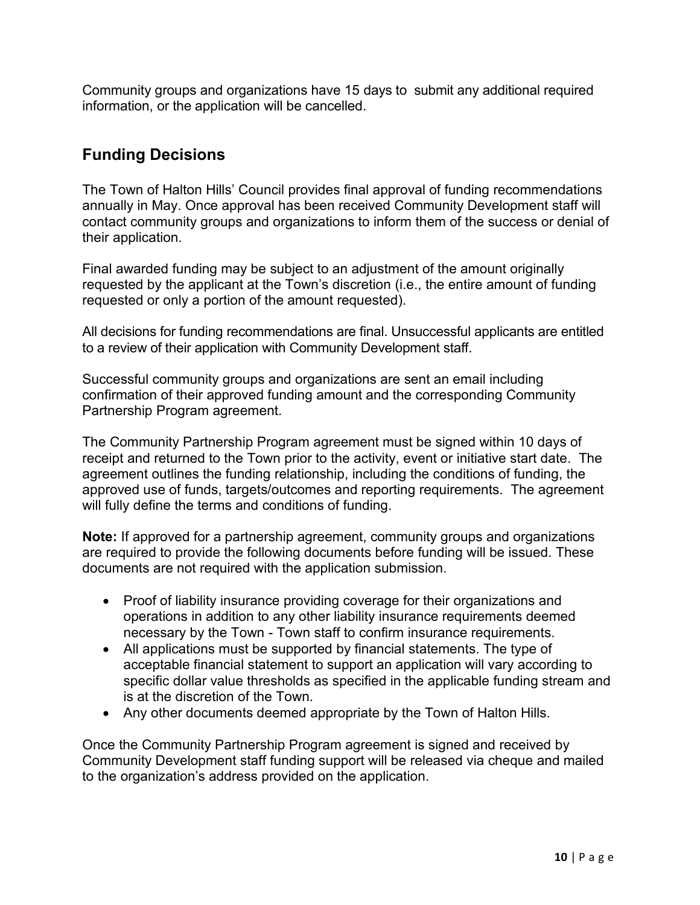Community groups and organizations have 15 days to submit any additional required information, or the application will be cancelled.

## Funding Decisions

The Town of Halton Hills' Council provides final approval of funding recommendations annually in May. Once approval has been received Community Development staff will contact community groups and organizations to inform them of the success or denial of their application.

Final awarded funding may be subject to an adjustment of the amount originally requested by the applicant at the Town's discretion (i.e., the entire amount of funding requested or only a portion of the amount requested).

All decisions for funding recommendations are final. Unsuccessful applicants are entitled to a review of their application with Community Development staff.

Successful community groups and organizations are sent an email including confirmation of their approved funding amount and the corresponding Community Partnership Program agreement.

The Community Partnership Program agreement must be signed within 10 days of receipt and returned to the Town prior to the activity, event or initiative start date. The agreement outlines the funding relationship, including the conditions of funding, the approved use of funds, targets/outcomes and reporting requirements. The agreement will fully define the terms and conditions of funding.

**Note:** If approved for a partnership agreement, community groups and organizations are required to provide the following documents before funding will be issued. These documents are not required with the application submission.

- Proof of liability insurance providing coverage for their organizations and operations in addition to any other liability insurance requirements deemed necessary by the Town - Town staff to confirm insurance requirements.
- All applications must be supported by financial statements. The type of acceptable financial statement to support an application will vary according to specific dollar value thresholds as specified in the applicable funding stream and is at the discretion of the Town.
- Any other documents deemed appropriate by the Town of Halton Hills.

Once the Community Partnership Program agreement is signed and received by Community Development staff funding support will be released via cheque and mailed to the organization's address provided on the application.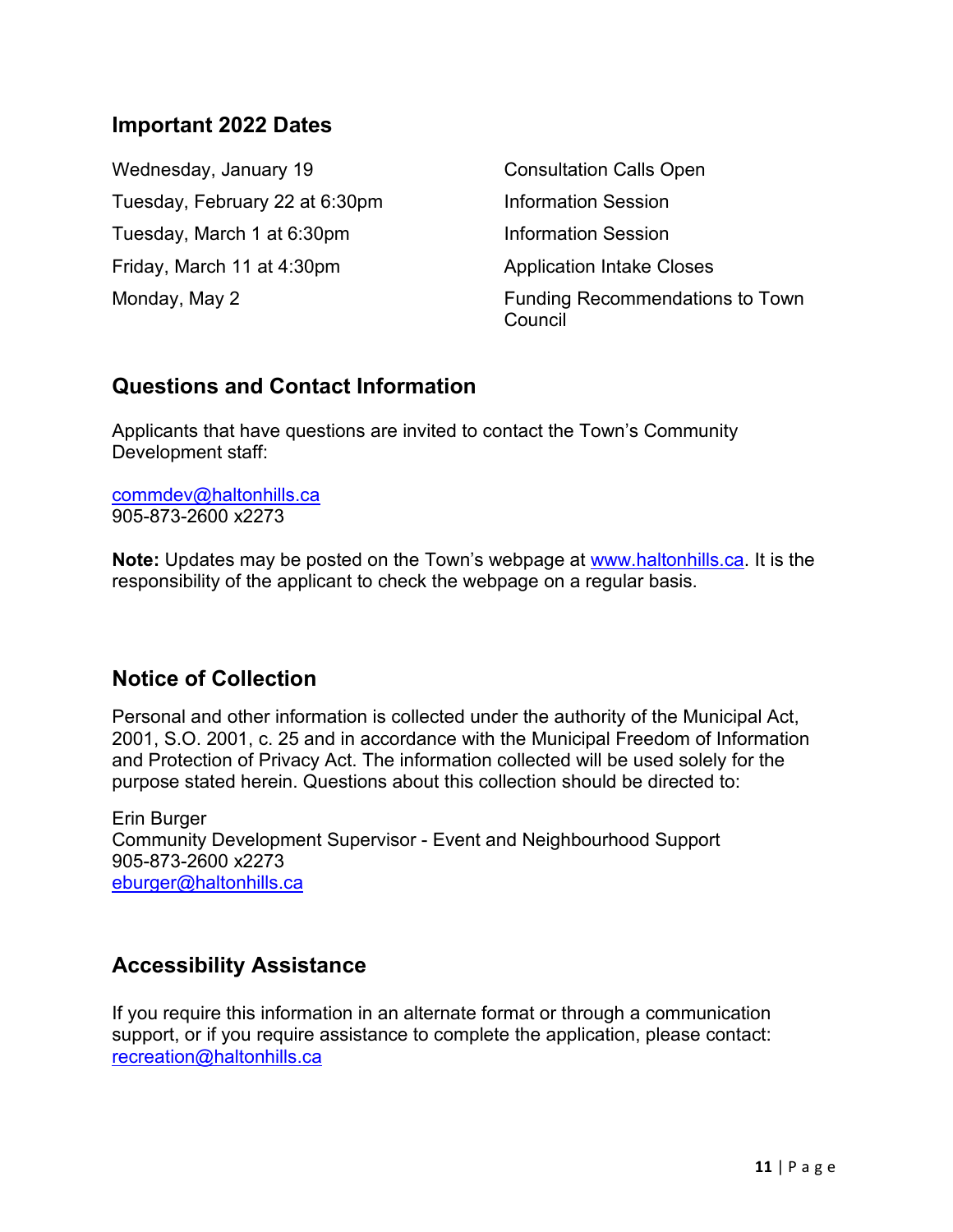## Important 2022 Dates

| | |
|---|---|
| Wednesday, January 19 | Consultation Calls Open |
| Tuesday, February 22 at 6:30pm | Information Session |
| Tuesday, March 1 at 6:30pm | Information Session |
| Friday, March 11 at 4:30pm | Application Intake Closes |
| Monday, May 2 | Funding Recommendations to Town Council |

## Questions and Contact Information

Applicants that have questions are invited to contact the Town's Community Development staff:

commdev@haltonhills.ca
905-873-2600 x2273

**Note:** Updates may be posted on the Town's webpage at www.haltonhills.ca. It is the responsibility of the applicant to check the webpage on a regular basis.

## Notice of Collection

Personal and other information is collected under the authority of the Municipal Act, 2001, S.O. 2001, c. 25 and in accordance with the Municipal Freedom of Information and Protection of Privacy Act. The information collected will be used solely for the purpose stated herein. Questions about this collection should be directed to:

Erin Burger
Community Development Supervisor - Event and Neighbourhood Support
905-873-2600 x2273
eburger@haltonhills.ca

## Accessibility Assistance

If you require this information in an alternate format or through a communication support, or if you require assistance to complete the application, please contact: recreation@haltonhills.ca